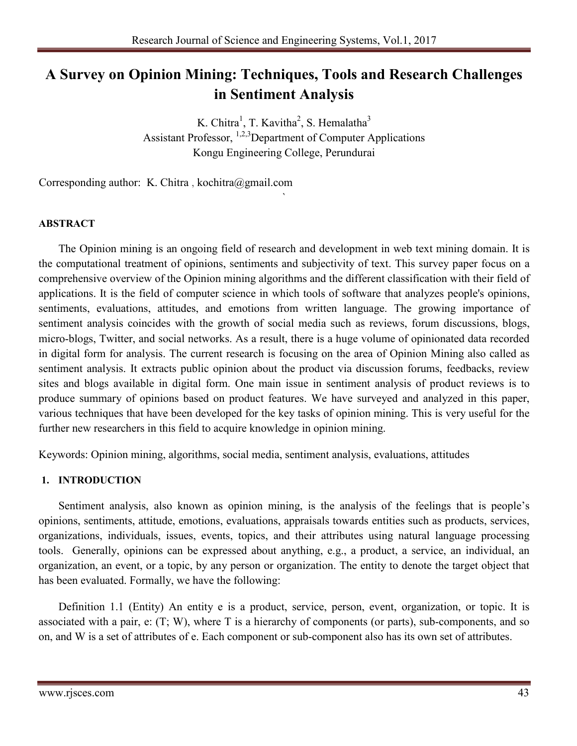# A Survey on Opinion Mining: Techniques, Tools and Research Challenges in Sentiment Analysis

K. Chitra[1], T. Kavitha[2], S. Hemalatha[3]
Assistant Professor, [1,2,3]Department of Computer Applications
Kongu Engineering College, Perundurai

Corresponding author: K. Chitra , kochitra@gmail.com

**ABSTRACT**

The Opinion mining is an ongoing field of research and development in web text mining domain. It is the computational treatment of opinions, sentiments and subjectivity of text. This survey paper focus on a comprehensive overview of the Opinion mining algorithms and the different classification with their field of applications. It is the field of computer science in which tools of software that analyzes people's opinions, sentiments, evaluations, attitudes, and emotions from written language. The growing importance of sentiment analysis coincides with the growth of social media such as reviews, forum discussions, blogs, micro-blogs, Twitter, and social networks. As a result, there is a huge volume of opinionated data recorded in digital form for analysis. The current research is focusing on the area of Opinion Mining also called as sentiment analysis. It extracts public opinion about the product via discussion forums, feedbacks, review sites and blogs available in digital form. One main issue in sentiment analysis of product reviews is to produce summary of opinions based on product features. We have surveyed and analyzed in this paper, various techniques that have been developed for the key tasks of opinion mining. This is very useful for the further new researchers in this field to acquire knowledge in opinion mining.

Keywords: Opinion mining, algorithms, social media, sentiment analysis, evaluations, attitudes

## 1. INTRODUCTION

Sentiment analysis, also known as opinion mining, is the analysis of the feelings that is people's opinions, sentiments, attitude, emotions, evaluations, appraisals towards entities such as products, services, organizations, individuals, issues, events, topics, and their attributes using natural language processing tools. Generally, opinions can be expressed about anything, e.g., a product, a service, an individual, an organization, an event, or a topic, by any person or organization. The entity to denote the target object that has been evaluated. Formally, we have the following:

Definition 1.1 (Entity) An entity e is a product, service, person, event, organization, or topic. It is associated with a pair, e: (T; W), where T is a hierarchy of components (or parts), sub-components, and so on, and W is a set of attributes of e. Each component or sub-component also has its own set of attributes.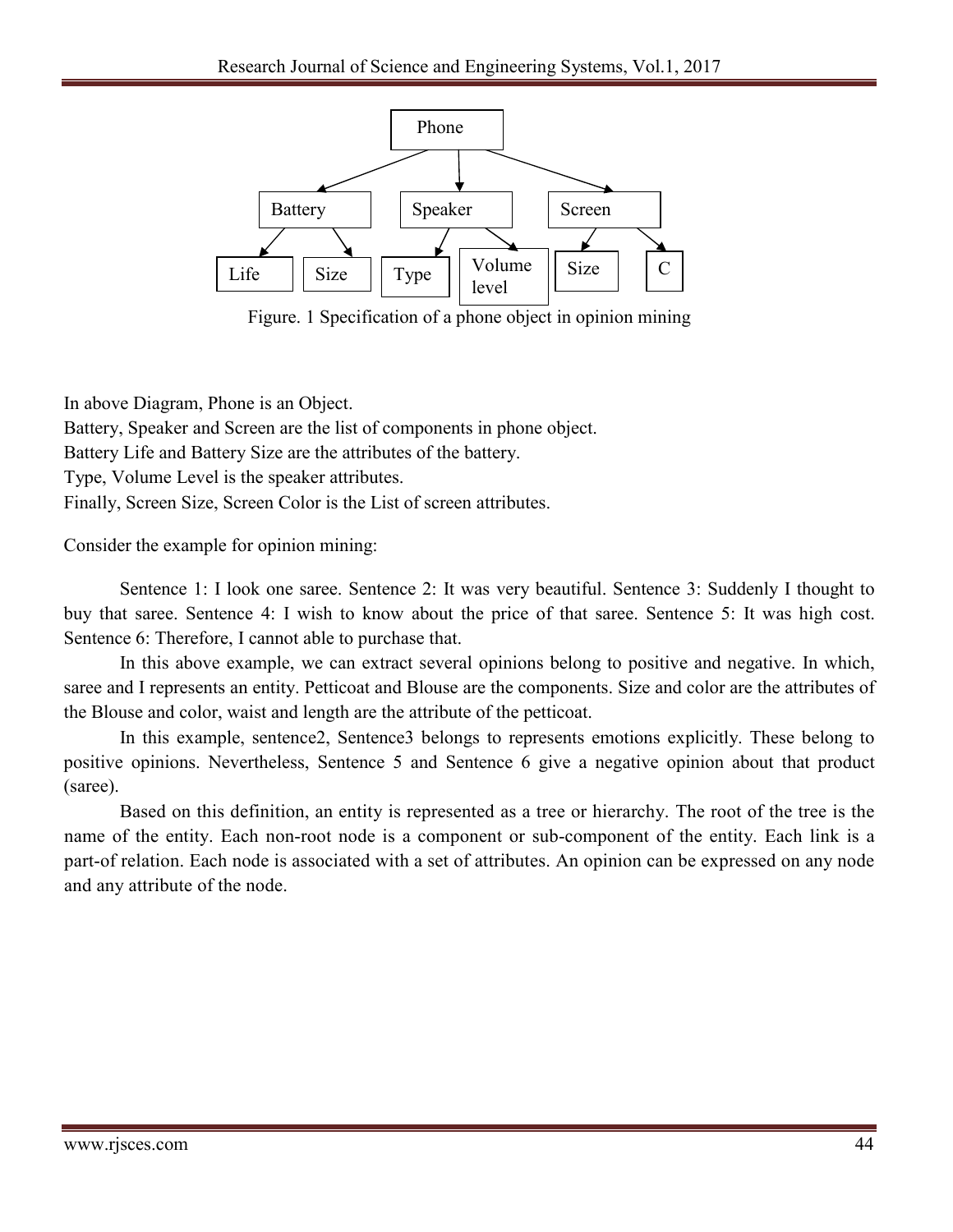Figure. 1 Specification of a phone object in opinion mining

In above Diagram, Phone is an Object.
Battery, Speaker and Screen are the list of components in phone object.
Battery Life and Battery Size are the attributes of the battery.
Type, Volume Level is the speaker attributes.
Finally, Screen Size, Screen Color is the List of screen attributes.

Consider the example for opinion mining:

Sentence 1: I look one saree. Sentence 2: It was very beautiful. Sentence 3: Suddenly I thought to buy that saree. Sentence 4: I wish to know about the price of that saree. Sentence 5: It was high cost. Sentence 6: Therefore, I cannot able to purchase that.

In this above example, we can extract several opinions belong to positive and negative. In which, saree and I represents an entity. Petticoat and Blouse are the components. Size and color are the attributes of the Blouse and color, waist and length are the attribute of the petticoat.

In this example, sentence2, Sentence3 belongs to represents emotions explicitly. These belong to positive opinions. Nevertheless, Sentence 5 and Sentence 6 give a negative opinion about that product (saree).

Based on this definition, an entity is represented as a tree or hierarchy. The root of the tree is the name of the entity. Each non-root node is a component or sub-component of the entity. Each link is a part-of relation. Each node is associated with a set of attributes. An opinion can be expressed on any node and any attribute of the node.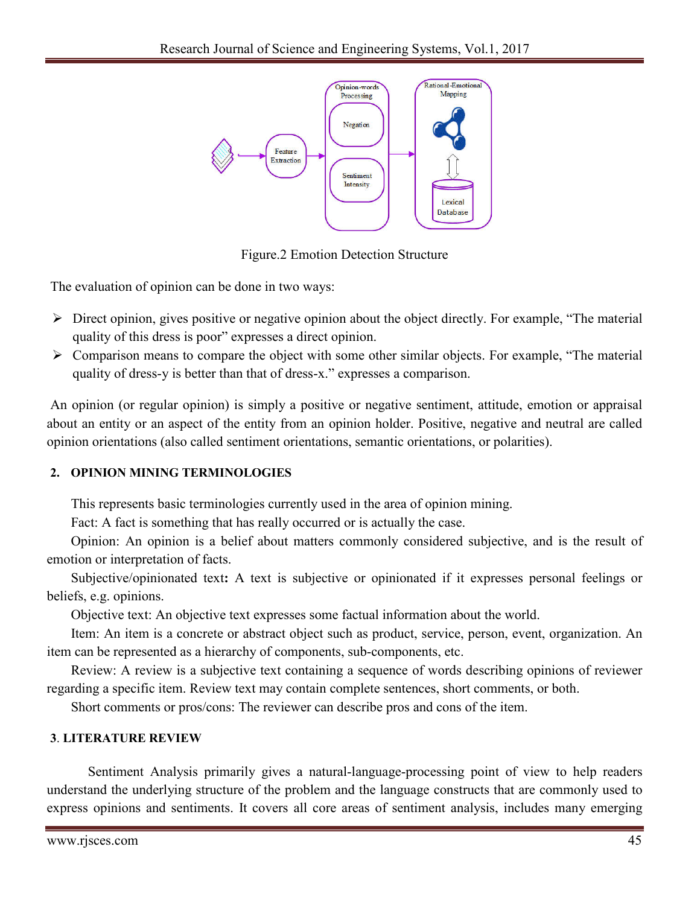Figure.2 Emotion Detection Structure

The evaluation of opinion can be done in two ways:

- Direct opinion, gives positive or negative opinion about the object directly. For example, "The material quality of this dress is poor" expresses a direct opinion.
- Comparison means to compare the object with some other similar objects. For example, "The material quality of dress-y is better than that of dress-x." expresses a comparison.

An opinion (or regular opinion) is simply a positive or negative sentiment, attitude, emotion or appraisal about an entity or an aspect of the entity from an opinion holder. Positive, negative and neutral are called opinion orientations (also called sentiment orientations, semantic orientations, or polarities).

## 2. OPINION MINING TERMINOLOGIES

This represents basic terminologies currently used in the area of opinion mining.

Fact: A fact is something that has really occurred or is actually the case.

Opinion: An opinion is a belief about matters commonly considered subjective, and is the result of emotion or interpretation of facts.

Subjective/opinionated text**:** A text is subjective or opinionated if it expresses personal feelings or beliefs, e.g. opinions.

Objective text: An objective text expresses some factual information about the world.

Item: An item is a concrete or abstract object such as product, service, person, event, organization. An item can be represented as a hierarchy of components, sub-components, etc.

Review: A review is a subjective text containing a sequence of words describing opinions of reviewer regarding a specific item. Review text may contain complete sentences, short comments, or both.

Short comments or pros/cons: The reviewer can describe pros and cons of the item.

## 3. LITERATURE REVIEW

Sentiment Analysis primarily gives a natural-language-processing point of view to help readers understand the underlying structure of the problem and the language constructs that are commonly used to express opinions and sentiments. It covers all core areas of sentiment analysis, includes many emerging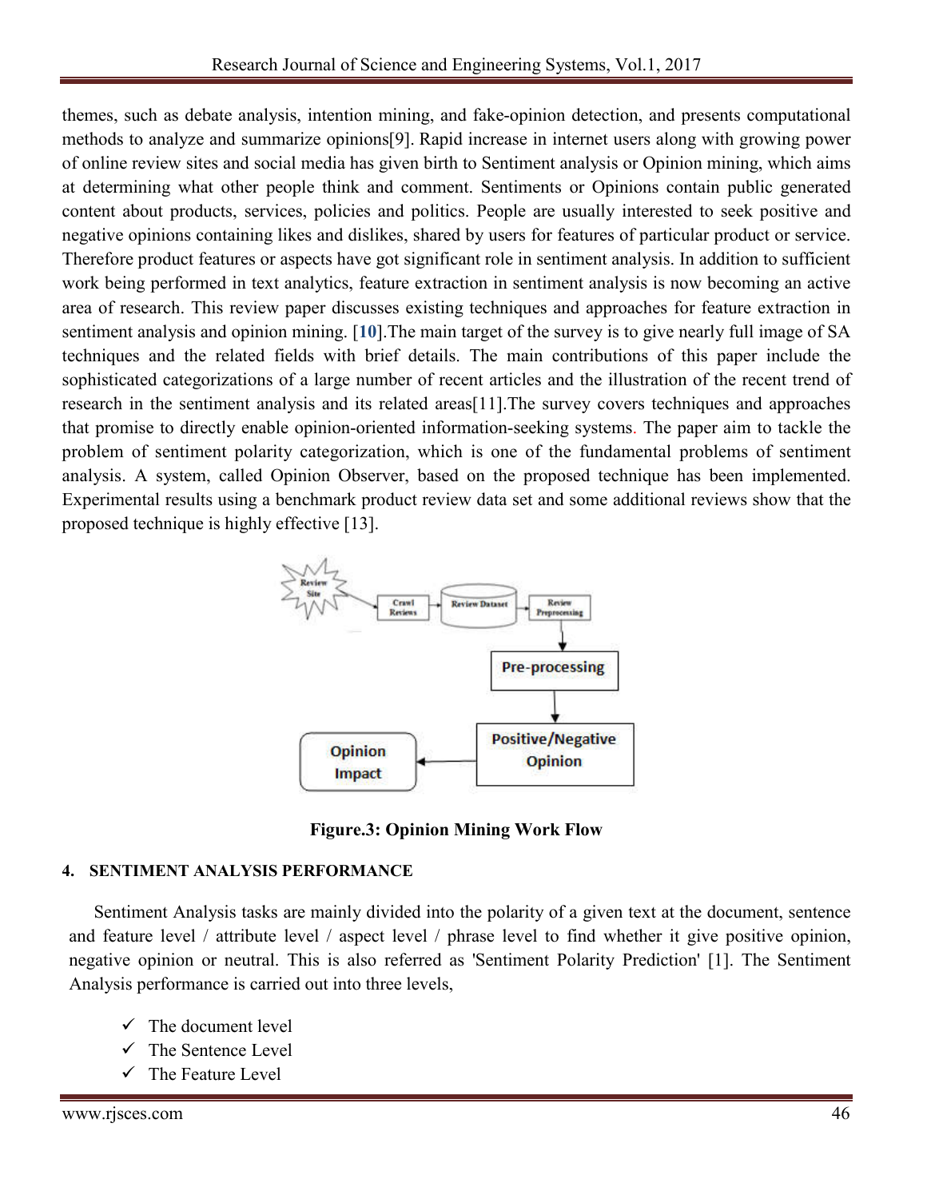themes, such as debate analysis, intention mining, and fake-opinion detection, and presents computational methods to analyze and summarize opinions[9]. Rapid increase in internet users along with growing power of online review sites and social media has given birth to Sentiment analysis or Opinion mining, which aims at determining what other people think and comment. Sentiments or Opinions contain public generated content about products, services, policies and politics. People are usually interested to seek positive and negative opinions containing likes and dislikes, shared by users for features of particular product or service. Therefore product features or aspects have got significant role in sentiment analysis. In addition to sufficient work being performed in text analytics, feature extraction in sentiment analysis is now becoming an active area of research. This review paper discusses existing techniques and approaches for feature extraction in sentiment analysis and opinion mining. [**10**].The main target of the survey is to give nearly full image of SA techniques and the related fields with brief details. The main contributions of this paper include the sophisticated categorizations of a large number of recent articles and the illustration of the recent trend of research in the sentiment analysis and its related areas[11].The survey covers techniques and approaches that promise to directly enable opinion-oriented information-seeking systems. The paper aim to tackle the problem of sentiment polarity categorization, which is one of the fundamental problems of sentiment analysis. A system, called Opinion Observer, based on the proposed technique has been implemented. Experimental results using a benchmark product review data set and some additional reviews show that the proposed technique is highly effective [13].

Review Site → Crawl Reviews → Review Dataset → Review Preprocessing → Pre-processing → Positive/Negative Opinion → Opinion Impact

**Figure.3: Opinion Mining Work Flow**

#### 4. SENTIMENT ANALYSIS PERFORMANCE

Sentiment Analysis tasks are mainly divided into the polarity of a given text at the document, sentence and feature level / attribute level / aspect level / phrase level to find whether it give positive opinion, negative opinion or neutral. This is also referred as 'Sentiment Polarity Prediction' [1]. The Sentiment Analysis performance is carried out into three levels,

- ✓ The document level
- ✓ The Sentence Level
- ✓ The Feature Level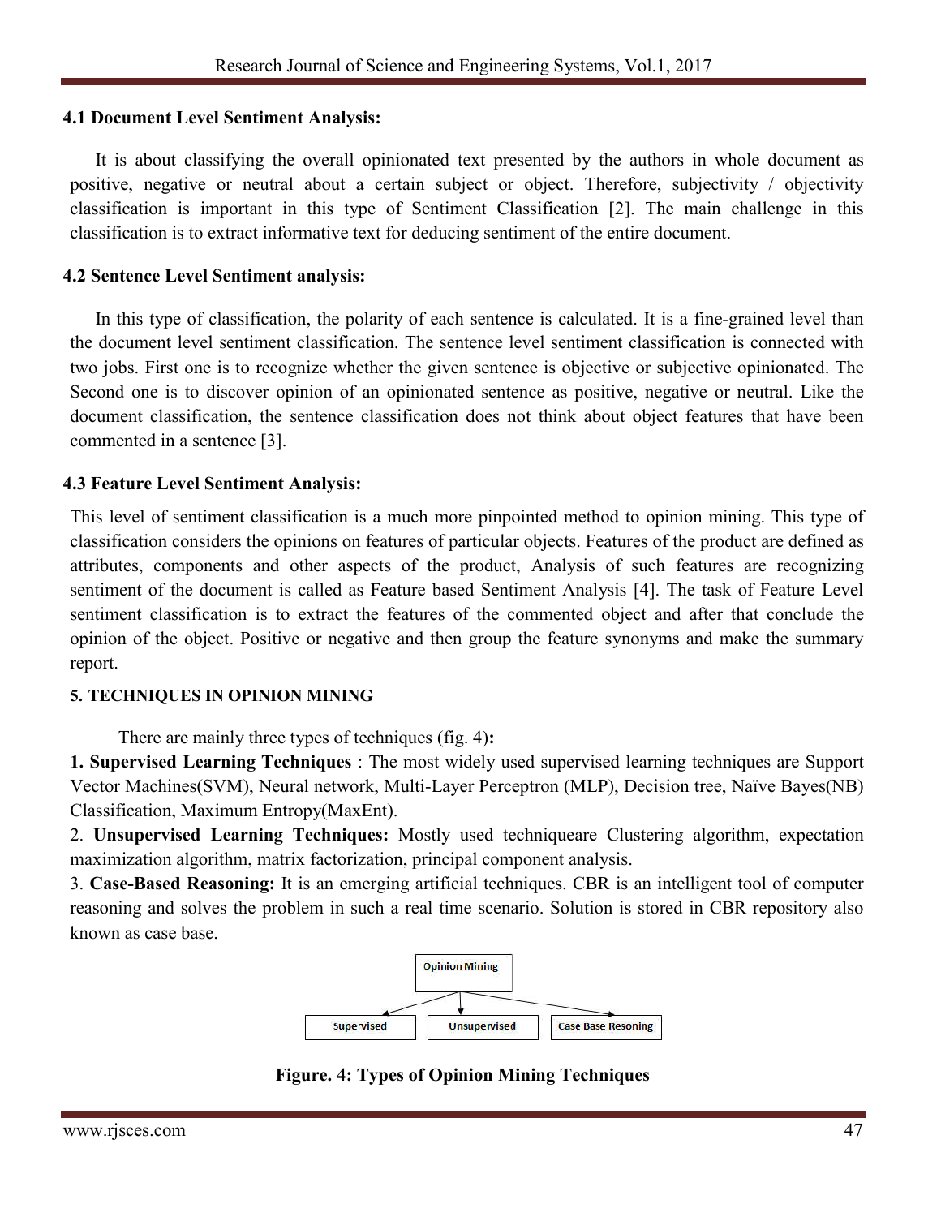### 4.1 Document Level Sentiment Analysis:

It is about classifying the overall opinionated text presented by the authors in whole document as positive, negative or neutral about a certain subject or object. Therefore, subjectivity / objectivity classification is important in this type of Sentiment Classification [2]. The main challenge in this classification is to extract informative text for deducing sentiment of the entire document.

### 4.2 Sentence Level Sentiment analysis:

In this type of classification, the polarity of each sentence is calculated. It is a fine-grained level than the document level sentiment classification. The sentence level sentiment classification is connected with two jobs. First one is to recognize whether the given sentence is objective or subjective opinionated. The Second one is to discover opinion of an opinionated sentence as positive, negative or neutral. Like the document classification, the sentence classification does not think about object features that have been commented in a sentence [3].

### 4.3 Feature Level Sentiment Analysis:

This level of sentiment classification is a much more pinpointed method to opinion mining. This type of classification considers the opinions on features of particular objects. Features of the product are defined as attributes, components and other aspects of the product, Analysis of such features are recognizing sentiment of the document is called as Feature based Sentiment Analysis [4]. The task of Feature Level sentiment classification is to extract the features of the commented object and after that conclude the opinion of the object. Positive or negative and then group the feature synonyms and make the summary report.

## 5. TECHNIQUES IN OPINION MINING

There are mainly three types of techniques (fig. 4)**:**

**1. Supervised Learning Techniques** : The most widely used supervised learning techniques are Support Vector Machines(SVM), Neural network, Multi-Layer Perceptron (MLP), Decision tree, Naïve Bayes(NB) Classification, Maximum Entropy(MaxEnt).

2. **Unsupervised Learning Techniques:** Mostly used techniqueare Clustering algorithm, expectation maximization algorithm, matrix factorization, principal component analysis.

3. **Case-Based Reasoning:** It is an emerging artificial techniques. CBR is an intelligent tool of computer reasoning and solves the problem in such a real time scenario. Solution is stored in CBR repository also known as case base.

Opinion Mining → Supervised | Unsupervised | Case Base Resoning

**Figure. 4: Types of Opinion Mining Techniques**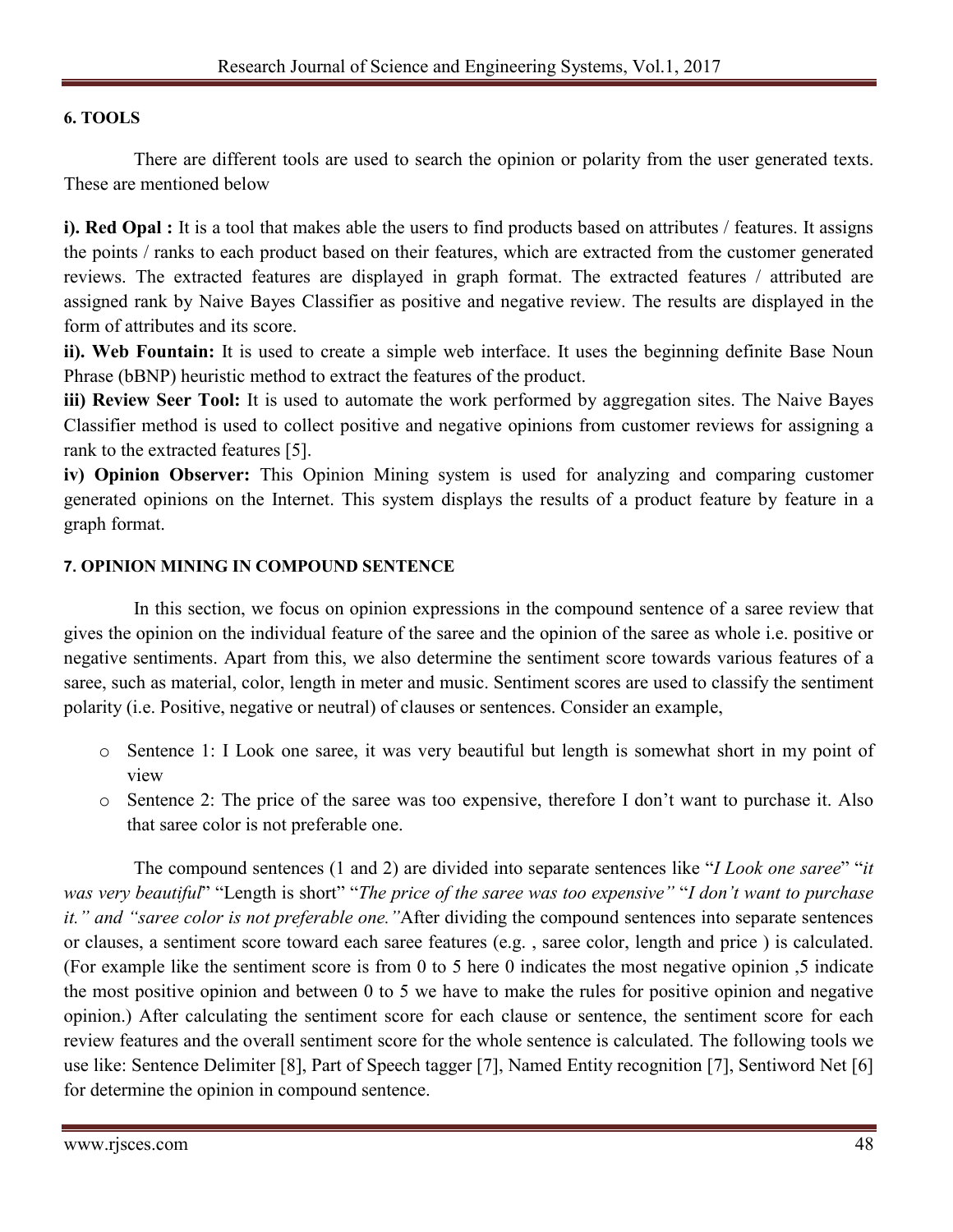### 6. TOOLS

There are different tools are used to search the opinion or polarity from the user generated texts. These are mentioned below

**i). Red Opal :** It is a tool that makes able the users to find products based on attributes / features. It assigns the points / ranks to each product based on their features, which are extracted from the customer generated reviews. The extracted features are displayed in graph format. The extracted features / attributed are assigned rank by Naive Bayes Classifier as positive and negative review. The results are displayed in the form of attributes and its score.

**ii). Web Fountain:** It is used to create a simple web interface. It uses the beginning definite Base Noun Phrase (bBNP) heuristic method to extract the features of the product.

**iii) Review Seer Tool:** It is used to automate the work performed by aggregation sites. The Naive Bayes Classifier method is used to collect positive and negative opinions from customer reviews for assigning a rank to the extracted features [5].

**iv) Opinion Observer:** This Opinion Mining system is used for analyzing and comparing customer generated opinions on the Internet. This system displays the results of a product feature by feature in a graph format.

### 7. OPINION MINING IN COMPOUND SENTENCE

In this section, we focus on opinion expressions in the compound sentence of a saree review that gives the opinion on the individual feature of the saree and the opinion of the saree as whole i.e. positive or negative sentiments. Apart from this, we also determine the sentiment score towards various features of a saree, such as material, color, length in meter and music. Sentiment scores are used to classify the sentiment polarity (i.e. Positive, negative or neutral) of clauses or sentences. Consider an example,

- Sentence 1: I Look one saree, it was very beautiful but length is somewhat short in my point of view
- Sentence 2: The price of the saree was too expensive, therefore I don't want to purchase it. Also that saree color is not preferable one.

The compound sentences (1 and 2) are divided into separate sentences like "*I Look one saree*" "*it was very beautiful*" "Length is short" "*The price of the saree was too expensive"* "*I don't want to purchase it." and "saree color is not preferable one."*After dividing the compound sentences into separate sentences or clauses, a sentiment score toward each saree features (e.g. , saree color, length and price ) is calculated. (For example like the sentiment score is from 0 to 5 here 0 indicates the most negative opinion ,5 indicate the most positive opinion and between 0 to 5 we have to make the rules for positive opinion and negative opinion.) After calculating the sentiment score for each clause or sentence, the sentiment score for each review features and the overall sentiment score for the whole sentence is calculated. The following tools we use like: Sentence Delimiter [8], Part of Speech tagger [7], Named Entity recognition [7], Sentiword Net [6] for determine the opinion in compound sentence.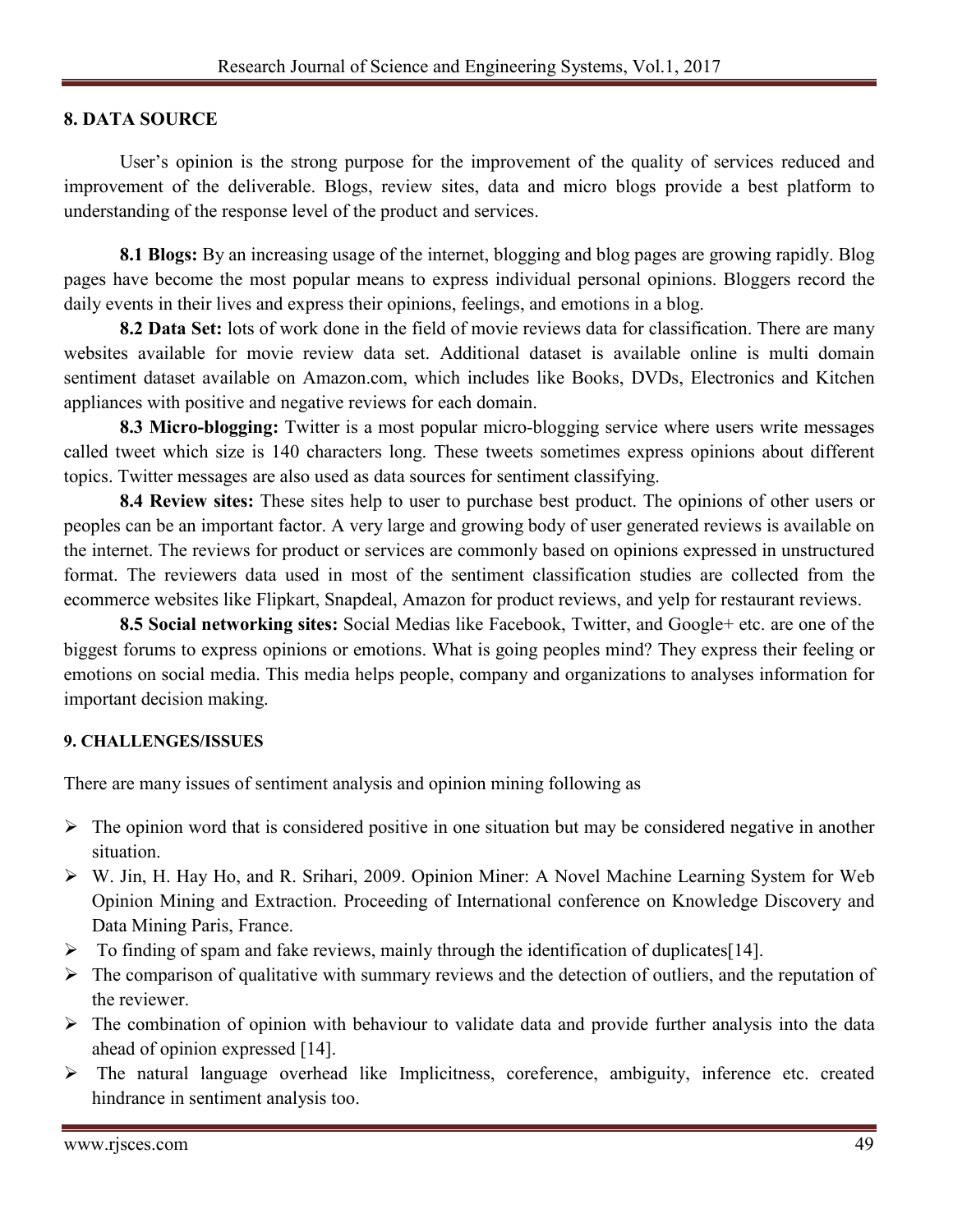## 8. DATA SOURCE

User's opinion is the strong purpose for the improvement of the quality of services reduced and improvement of the deliverable. Blogs, review sites, data and micro blogs provide a best platform to understanding of the response level of the product and services.

**8.1 Blogs:** By an increasing usage of the internet, blogging and blog pages are growing rapidly. Blog pages have become the most popular means to express individual personal opinions. Bloggers record the daily events in their lives and express their opinions, feelings, and emotions in a blog.

**8.2 Data Set:** lots of work done in the field of movie reviews data for classification. There are many websites available for movie review data set. Additional dataset is available online is multi domain sentiment dataset available on Amazon.com, which includes like Books, DVDs, Electronics and Kitchen appliances with positive and negative reviews for each domain.

**8.3 Micro-blogging:** Twitter is a most popular micro-blogging service where users write messages called tweet which size is 140 characters long. These tweets sometimes express opinions about different topics. Twitter messages are also used as data sources for sentiment classifying.

**8.4 Review sites:** These sites help to user to purchase best product. The opinions of other users or peoples can be an important factor. A very large and growing body of user generated reviews is available on the internet. The reviews for product or services are commonly based on opinions expressed in unstructured format. The reviewers data used in most of the sentiment classification studies are collected from the ecommerce websites like Flipkart, Snapdeal, Amazon for product reviews, and yelp for restaurant reviews.

**8.5 Social networking sites:** Social Medias like Facebook, Twitter, and Google+ etc. are one of the biggest forums to express opinions or emotions. What is going peoples mind? They express their feeling or emotions on social media. This media helps people, company and organizations to analyses information for important decision making.

## 9. CHALLENGES/ISSUES

There are many issues of sentiment analysis and opinion mining following as

- The opinion word that is considered positive in one situation but may be considered negative in another situation.
- W. Jin, H. Hay Ho, and R. Srihari, 2009. Opinion Miner: A Novel Machine Learning System for Web Opinion Mining and Extraction. Proceeding of International conference on Knowledge Discovery and Data Mining Paris, France.
- To finding of spam and fake reviews, mainly through the identification of duplicates[14].
- The comparison of qualitative with summary reviews and the detection of outliers, and the reputation of the reviewer.
- The combination of opinion with behaviour to validate data and provide further analysis into the data ahead of opinion expressed [14].
- The natural language overhead like Implicitness, coreference, ambiguity, inference etc. created hindrance in sentiment analysis too.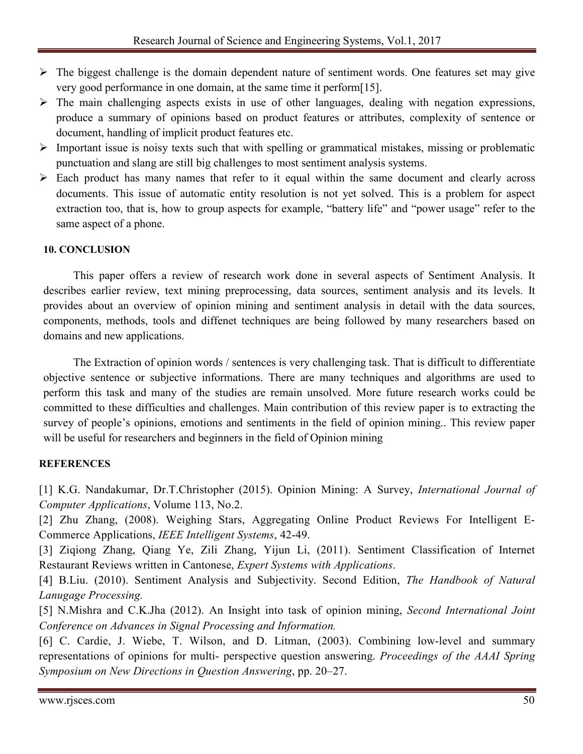- The biggest challenge is the domain dependent nature of sentiment words. One features set may give very good performance in one domain, at the same time it perform[15].
- The main challenging aspects exists in use of other languages, dealing with negation expressions, produce a summary of opinions based on product features or attributes, complexity of sentence or document, handling of implicit product features etc.
- Important issue is noisy texts such that with spelling or grammatical mistakes, missing or problematic punctuation and slang are still big challenges to most sentiment analysis systems.
- Each product has many names that refer to it equal within the same document and clearly across documents. This issue of automatic entity resolution is not yet solved. This is a problem for aspect extraction too, that is, how to group aspects for example, "battery life" and "power usage" refer to the same aspect of a phone.

## 10. CONCLUSION

This paper offers a review of research work done in several aspects of Sentiment Analysis. It describes earlier review, text mining preprocessing, data sources, sentiment analysis and its levels. It provides about an overview of opinion mining and sentiment analysis in detail with the data sources, components, methods, tools and diffenet techniques are being followed by many researchers based on domains and new applications.

The Extraction of opinion words / sentences is very challenging task. That is difficult to differentiate objective sentence or subjective informations. There are many techniques and algorithms are used to perform this task and many of the studies are remain unsolved. More future research works could be committed to these difficulties and challenges. Main contribution of this review paper is to extracting the survey of people's opinions, emotions and sentiments in the field of opinion mining.. This review paper will be useful for researchers and beginners in the field of Opinion mining

## REFERENCES

[1] K.G. Nandakumar, Dr.T.Christopher (2015). Opinion Mining: A Survey, *International Journal of Computer Applications*, Volume 113, No.2.

[2] Zhu Zhang, (2008). Weighing Stars, Aggregating Online Product Reviews For Intelligent E-Commerce Applications, *IEEE Intelligent Systems*, 42-49.

[3] Ziqiong Zhang, Qiang Ye, Zili Zhang, Yijun Li, (2011). Sentiment Classification of Internet Restaurant Reviews written in Cantonese, *Expert Systems with Applications*.

[4] B.Liu. (2010). Sentiment Analysis and Subjectivity. Second Edition, *The Handbook of Natural Lanugage Processing.*

[5] N.Mishra and C.K.Jha (2012). An Insight into task of opinion mining, *Second International Joint Conference on Advances in Signal Processing and Information.*

[6] C. Cardie, J. Wiebe, T. Wilson, and D. Litman, (2003). Combining low-level and summary representations of opinions for multi- perspective question answering. *Proceedings of the AAAI Spring Symposium on New Directions in Question Answering*, pp. 20–27.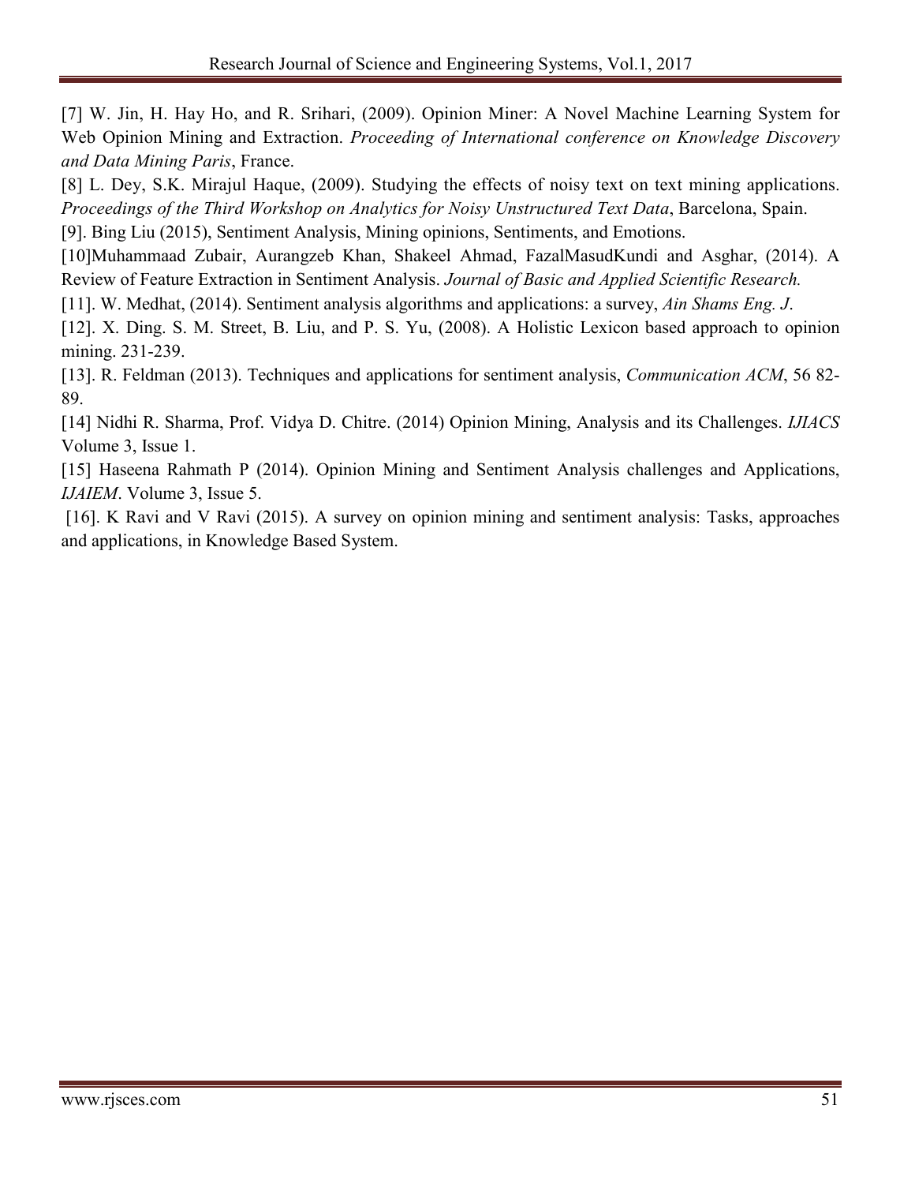[7] W. Jin, H. Hay Ho, and R. Srihari, (2009). Opinion Miner: A Novel Machine Learning System for Web Opinion Mining and Extraction. *Proceeding of International conference on Knowledge Discovery and Data Mining Paris*, France.

[8] L. Dey, S.K. Mirajul Haque, (2009). Studying the effects of noisy text on text mining applications. *Proceedings of the Third Workshop on Analytics for Noisy Unstructured Text Data*, Barcelona, Spain.

[9]. Bing Liu (2015), Sentiment Analysis, Mining opinions, Sentiments, and Emotions.

[10]Muhammaad Zubair, Aurangzeb Khan, Shakeel Ahmad, FazalMasudKundi and Asghar, (2014). A Review of Feature Extraction in Sentiment Analysis. *Journal of Basic and Applied Scientific Research.*

[11]. W. Medhat, (2014). Sentiment analysis algorithms and applications: a survey, *Ain Shams Eng. J*.

[12]. X. Ding. S. M. Street, B. Liu, and P. S. Yu, (2008). A Holistic Lexicon based approach to opinion mining. 231-239.

[13]. R. Feldman (2013). Techniques and applications for sentiment analysis, *Communication ACM*, 56 82-89.

[14] Nidhi R. Sharma, Prof. Vidya D. Chitre. (2014) Opinion Mining, Analysis and its Challenges. *IJIACS* Volume 3, Issue 1.

[15] Haseena Rahmath P (2014). Opinion Mining and Sentiment Analysis challenges and Applications, *IJAIEM*. Volume 3, Issue 5.

[16]. K Ravi and V Ravi (2015). A survey on opinion mining and sentiment analysis: Tasks, approaches and applications, in Knowledge Based System.